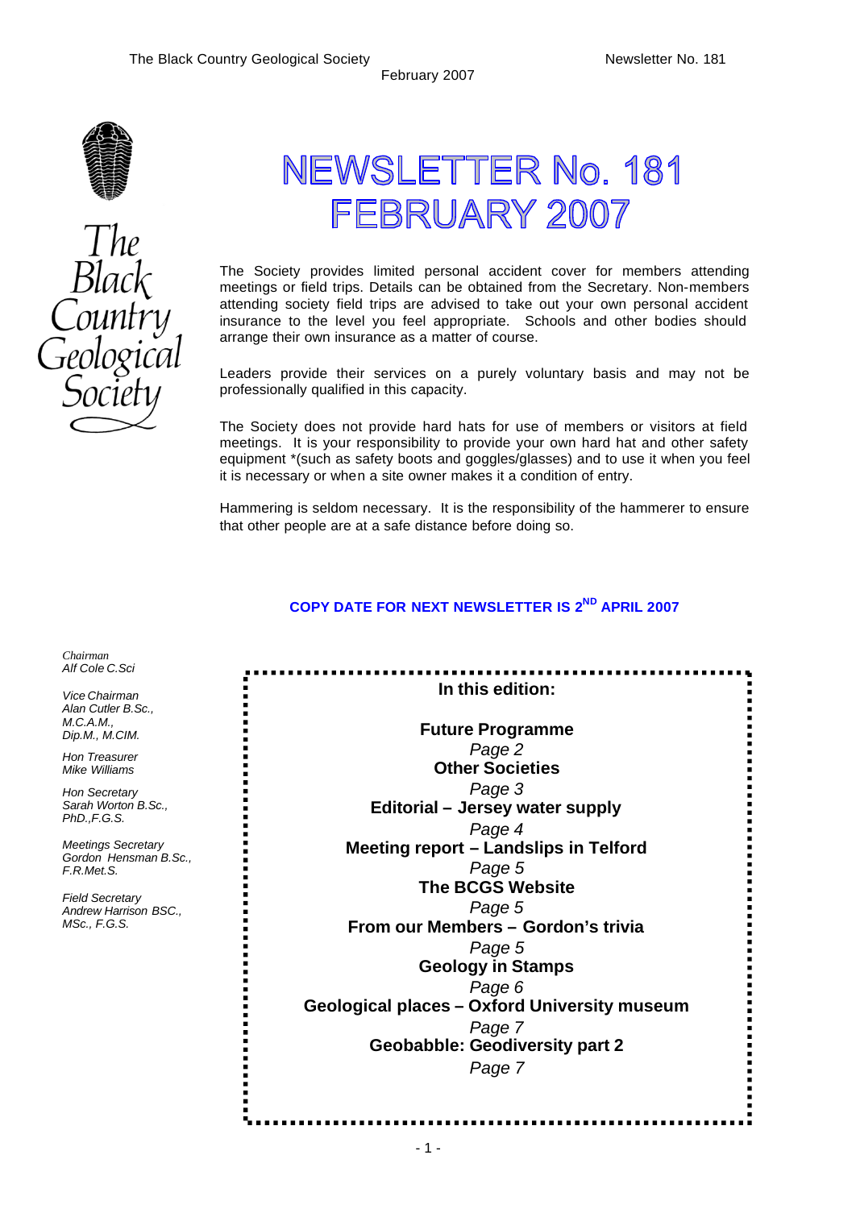The Black Country Geological Society — Newsletter No. 181 — February 2007

The Black Country Geological Society

# NEWSLETTER No. 181
# FEBRUARY 2007

The Society provides limited personal accident cover for members attending meetings or field trips. Details can be obtained from the Secretary. Non-members attending society field trips are advised to take out your own personal accident insurance to the level you feel appropriate. Schools and other bodies should arrange their own insurance as a matter of course.

Leaders provide their services on a purely voluntary basis and may not be professionally qualified in this capacity.

The Society does not provide hard hats for use of members or visitors at field meetings. It is your responsibility to provide your own hard hat and other safety equipment *(such as safety boots and goggles/glasses) and to use it when you feel it is necessary or when a site owner makes it a condition of entry.

Hammering is seldom necessary. It is the responsibility of the hammerer to ensure that other people are at a safe distance before doing so.

**COPY DATE FOR NEXT NEWSLETTER IS 2ND APRIL 2007**

*Chairman*
*Alf Cole C.Sci*

*Vice Chairman*
*Alan Cutler B.Sc., M.C.A.M., Dip.M., M.CIM.*

*Hon Treasurer*
*Mike Williams*

*Hon Secretary*
*Sarah Worton B.Sc., PhD.,F.G.S.*

*Meetings Secretary*
*Gordon Hensman B.Sc., F.R.Met.S.*

*Field Secretary*
*Andrew Harrison BSC., MSc., F.G.S.*

**In this edition:**

**Future Programme**
*Page 2*

**Other Societies**
*Page 3*

**Editorial – Jersey water supply**
*Page 4*

**Meeting report – Landslips in Telford**
*Page 5*

**The BCGS Website**
*Page 5*

**From our Members – Gordon's trivia**
*Page 5*

**Geology in Stamps**
*Page 6*

**Geological places – Oxford University museum**
*Page 7*

**Geobabble: Geodiversity part 2**
*Page 7*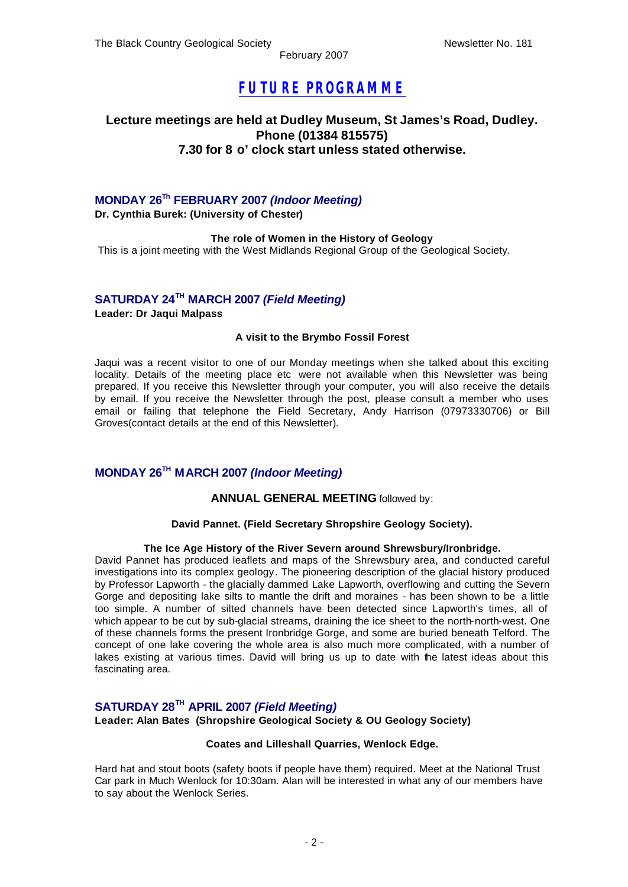# FUTURE PROGRAMME

**Lecture meetings are held at Dudley Museum, St James's Road, Dudley. Phone (01384 815575) 7.30 for 8 o' clock start unless stated otherwise.**

## MONDAY 26[Th] FEBRUARY 2007 *(Indoor Meeting)*

**Dr. Cynthia Burek: (University of Chester)**

**The role of Women in the History of Geology**

This is a joint meeting with the West Midlands Regional Group of the Geological Society.

## SATURDAY 24[TH] MARCH 2007 *(Field Meeting)*

**Leader: Dr Jaqui Malpass**

**A visit to the Brymbo Fossil Forest**

Jaqui was a recent visitor to one of our Monday meetings when she talked about this exciting locality. Details of the meeting place etc were not available when this Newsletter was being prepared. If you receive this Newsletter through your computer, you will also receive the details by email. If you receive the Newsletter through the post, please consult a member who uses email or failing that telephone the Field Secretary, Andy Harrison (07973330706) or Bill Groves(contact details at the end of this Newsletter).

## MONDAY 26[TH] MARCH 2007 *(Indoor Meeting)*

**ANNUAL GENERAL MEETING** followed by:

**David Pannet. (Field Secretary Shropshire Geology Society).**

**The Ice Age History of the River Severn around Shrewsbury/Ironbridge.**

David Pannet has produced leaflets and maps of the Shrewsbury area, and conducted careful investigations into its complex geology. The pioneering description of the glacial history produced by Professor Lapworth - the glacially dammed Lake Lapworth, overflowing and cutting the Severn Gorge and depositing lake silts to mantle the drift and moraines - has been shown to be a little too simple. A number of silted channels have been detected since Lapworth's times, all of which appear to be cut by sub-glacial streams, draining the ice sheet to the north-north-west. One of these channels forms the present Ironbridge Gorge, and some are buried beneath Telford. The concept of one lake covering the whole area is also much more complicated, with a number of lakes existing at various times. David will bring us up to date with the latest ideas about this fascinating area.

## SATURDAY 28[TH] APRIL 2007 *(Field Meeting)*

**Leader: Alan Bates (Shropshire Geological Society & OU Geology Society)**

**Coates and Lilleshall Quarries, Wenlock Edge.**

Hard hat and stout boots (safety boots if people have them) required. Meet at the National Trust Car park in Much Wenlock for 10:30am. Alan will be interested in what any of our members have to say about the Wenlock Series.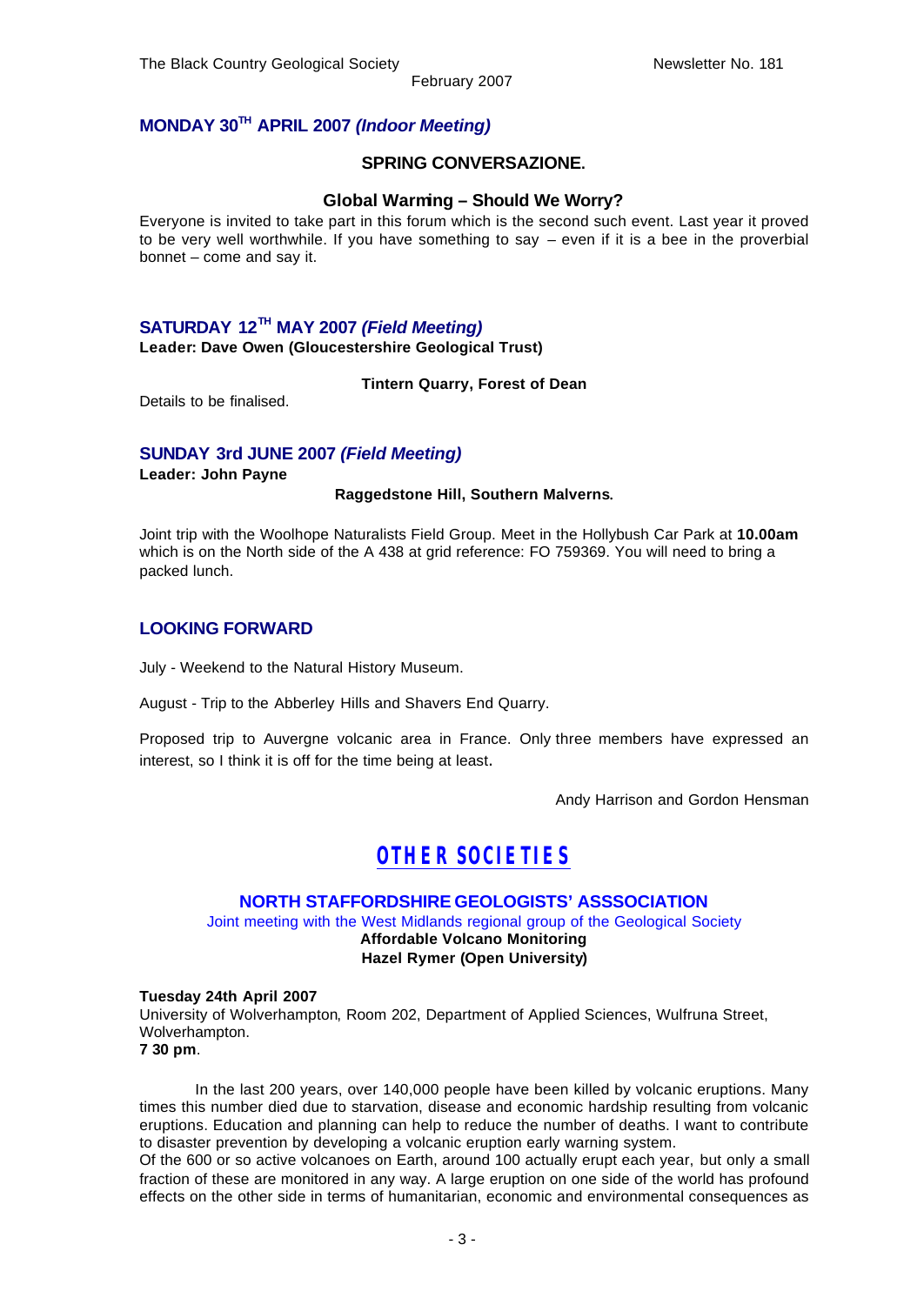## MONDAY 30TH APRIL 2007 *(Indoor Meeting)*

**SPRING CONVERSAZIONE.**

**Global Warming – Should We Worry?**

Everyone is invited to take part in this forum which is the second such event. Last year it proved to be very well worthwhile. If you have something to say – even if it is a bee in the proverbial bonnet – come and say it.

## SATURDAY 12TH MAY 2007 *(Field Meeting)*

**Leader: Dave Owen (Gloucestershire Geological Trust)**

**Tintern Quarry, Forest of Dean**

Details to be finalised.

## SUNDAY 3rd JUNE 2007 *(Field Meeting)*

**Leader: John Payne**

**Raggedstone Hill, Southern Malverns.**

Joint trip with the Woolhope Naturalists Field Group. Meet in the Hollybush Car Park at **10.00am** which is on the North side of the A 438 at grid reference: FO 759369. You will need to bring a packed lunch.

## LOOKING FORWARD

July - Weekend to the Natural History Museum.

August - Trip to the Abberley Hills and Shavers End Quarry.

Proposed trip to Auvergne volcanic area in France. Only three members have expressed an interest, so I think it is off for the time being at least.

Andy Harrison and Gordon Hensman

# OTHER SOCIETIES

### NORTH STAFFORDSHIRE GEOLOGISTS' ASSSOCIATION

Joint meeting with the West Midlands regional group of the Geological Society

**Affordable Volcano Monitoring**
**Hazel Rymer (Open University)**

**Tuesday 24th April 2007**
University of Wolverhampton, Room 202, Department of Applied Sciences, Wulfruna Street, Wolverhampton.
**7 30 pm**.

In the last 200 years, over 140,000 people have been killed by volcanic eruptions. Many times this number died due to starvation, disease and economic hardship resulting from volcanic eruptions. Education and planning can help to reduce the number of deaths. I want to contribute to disaster prevention by developing a volcanic eruption early warning system.

Of the 600 or so active volcanoes on Earth, around 100 actually erupt each year, but only a small fraction of these are monitored in any way. A large eruption on one side of the world has profound effects on the other side in terms of humanitarian, economic and environmental consequences as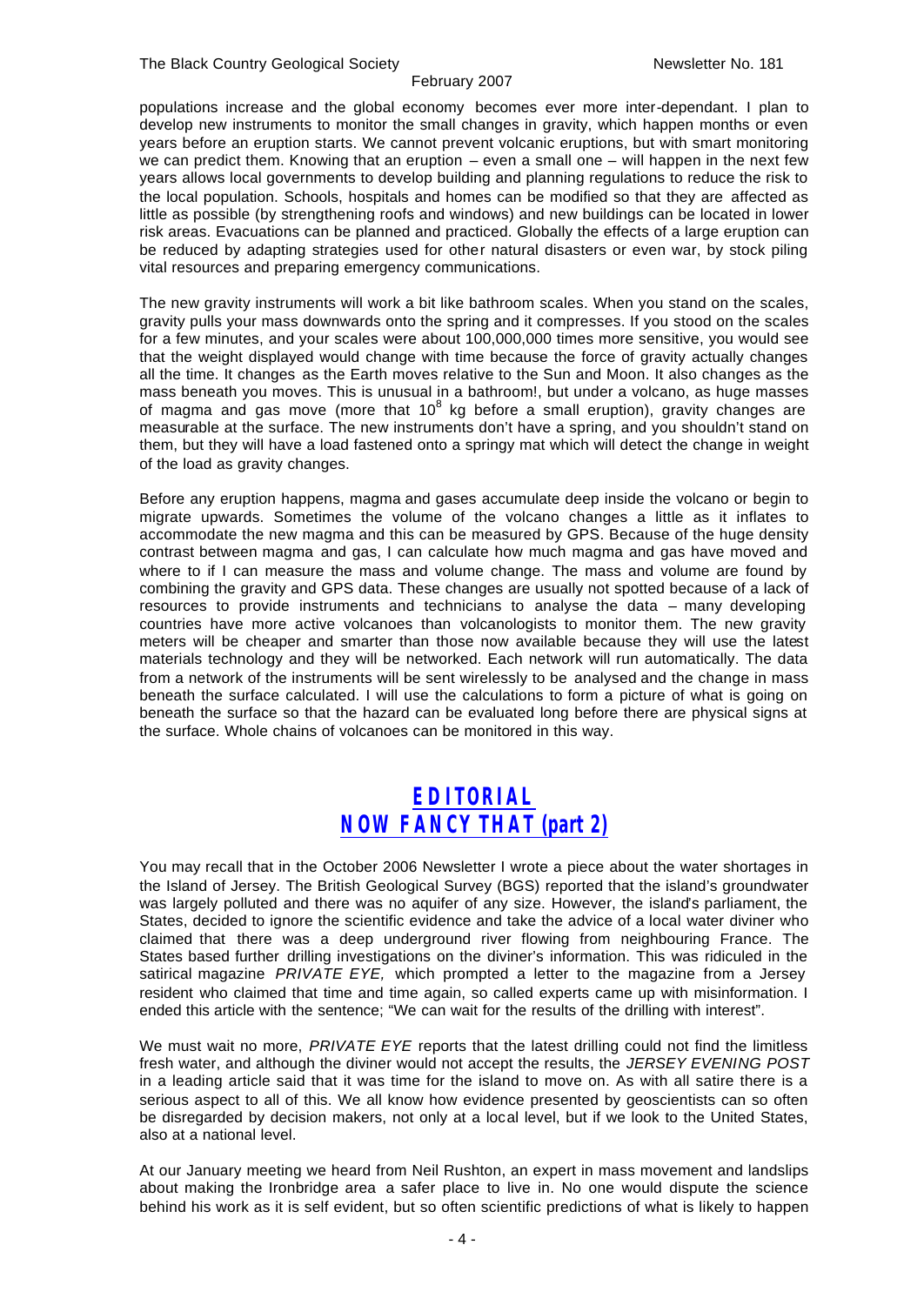populations increase and the global economy becomes ever more inter-dependant. I plan to develop new instruments to monitor the small changes in gravity, which happen months or even years before an eruption starts. We cannot prevent volcanic eruptions, but with smart monitoring we can predict them. Knowing that an eruption – even a small one – will happen in the next few years allows local governments to develop building and planning regulations to reduce the risk to the local population. Schools, hospitals and homes can be modified so that they are affected as little as possible (by strengthening roofs and windows) and new buildings can be located in lower risk areas. Evacuations can be planned and practiced. Globally the effects of a large eruption can be reduced by adapting strategies used for other natural disasters or even war, by stock piling vital resources and preparing emergency communications.

The new gravity instruments will work a bit like bathroom scales. When you stand on the scales, gravity pulls your mass downwards onto the spring and it compresses. If you stood on the scales for a few minutes, and your scales were about 100,000,000 times more sensitive, you would see that the weight displayed would change with time because the force of gravity actually changes all the time. It changes as the Earth moves relative to the Sun and Moon. It also changes as the mass beneath you moves. This is unusual in a bathroom!, but under a volcano, as huge masses of magma and gas move (more that $10^8$ kg before a small eruption), gravity changes are measurable at the surface. The new instruments don't have a spring, and you shouldn't stand on them, but they will have a load fastened onto a springy mat which will detect the change in weight of the load as gravity changes.

Before any eruption happens, magma and gases accumulate deep inside the volcano or begin to migrate upwards. Sometimes the volume of the volcano changes a little as it inflates to accommodate the new magma and this can be measured by GPS. Because of the huge density contrast between magma and gas, I can calculate how much magma and gas have moved and where to if I can measure the mass and volume change. The mass and volume are found by combining the gravity and GPS data. These changes are usually not spotted because of a lack of resources to provide instruments and technicians to analyse the data – many developing countries have more active volcanoes than volcanologists to monitor them. The new gravity meters will be cheaper and smarter than those now available because they will use the latest materials technology and they will be networked. Each network will run automatically. The data from a network of the instruments will be sent wirelessly to be analysed and the change in mass beneath the surface calculated. I will use the calculations to form a picture of what is going on beneath the surface so that the hazard can be evaluated long before there are physical signs at the surface. Whole chains of volcanoes can be monitored in this way.

## EDITORIAL
## NOW FANCY THAT (part 2)

You may recall that in the October 2006 Newsletter I wrote a piece about the water shortages in the Island of Jersey. The British Geological Survey (BGS) reported that the island's groundwater was largely polluted and there was no aquifer of any size. However, the island's parliament, the States, decided to ignore the scientific evidence and take the advice of a local water diviner who claimed that there was a deep underground river flowing from neighbouring France. The States based further drilling investigations on the diviner's information. This was ridiculed in the satirical magazine *PRIVATE EYE,* which prompted a letter to the magazine from a Jersey resident who claimed that time and time again, so called experts came up with misinformation. I ended this article with the sentence; "We can wait for the results of the drilling with interest".

We must wait no more, *PRIVATE EYE* reports that the latest drilling could not find the limitless fresh water, and although the diviner would not accept the results, the *JERSEY EVENING POST* in a leading article said that it was time for the island to move on. As with all satire there is a serious aspect to all of this. We all know how evidence presented by geoscientists can so often be disregarded by decision makers, not only at a local level, but if we look to the United States, also at a national level.

At our January meeting we heard from Neil Rushton, an expert in mass movement and landslips about making the Ironbridge area a safer place to live in. No one would dispute the science behind his work as it is self evident, but so often scientific predictions of what is likely to happen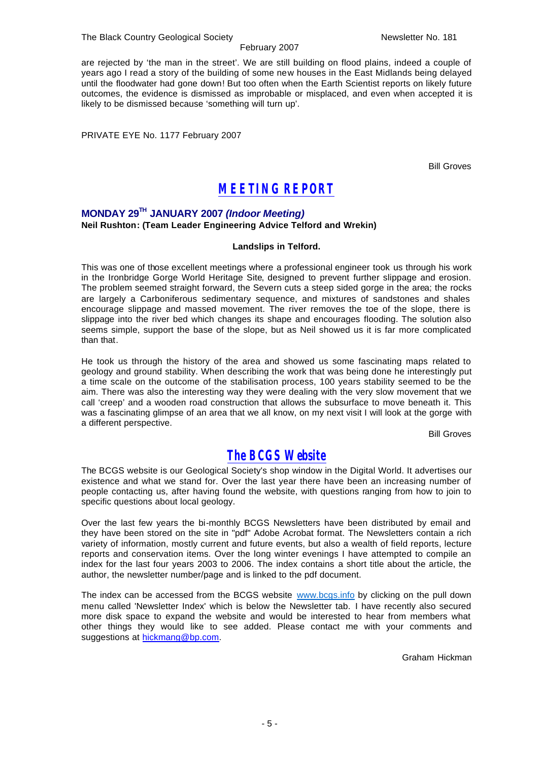are rejected by 'the man in the street'. We are still building on flood plains, indeed a couple of years ago I read a story of the building of some new houses in the East Midlands being delayed until the floodwater had gone down! But too often when the Earth Scientist reports on likely future outcomes, the evidence is dismissed as improbable or misplaced, and even when accepted it is likely to be dismissed because 'something will turn up'.

PRIVATE EYE No. 1177 February 2007

Bill Groves

# MEETING REPORT

## MONDAY 29[TH] JANUARY 2007 *(Indoor Meeting)*

**Neil Rushton: (Team Leader Engineering Advice Telford and Wrekin)**

**Landslips in Telford.**

This was one of those excellent meetings where a professional engineer took us through his work in the Ironbridge Gorge World Heritage Site, designed to prevent further slippage and erosion. The problem seemed straight forward, the Severn cuts a steep sided gorge in the area; the rocks are largely a Carboniferous sedimentary sequence, and mixtures of sandstones and shales encourage slippage and massed movement. The river removes the toe of the slope, there is slippage into the river bed which changes its shape and encourages flooding. The solution also seems simple, support the base of the slope, but as Neil showed us it is far more complicated than that.

He took us through the history of the area and showed us some fascinating maps related to geology and ground stability. When describing the work that was being done he interestingly put a time scale on the outcome of the stabilisation process, 100 years stability seemed to be the aim. There was also the interesting way they were dealing with the very slow movement that we call 'creep' and a wooden road construction that allows the subsurface to move beneath it. This was a fascinating glimpse of an area that we all know, on my next visit I will look at the gorge with a different perspective.

Bill Groves

# The BCGS Website

The BCGS website is our Geological Society's shop window in the Digital World. It advertises our existence and what we stand for. Over the last year there have been an increasing number of people contacting us, after having found the website, with questions ranging from how to join to specific questions about local geology.

Over the last few years the bi-monthly BCGS Newsletters have been distributed by email and they have been stored on the site in "pdf" Adobe Acrobat format. The Newsletters contain a rich variety of information, mostly current and future events, but also a wealth of field reports, lecture reports and conservation items. Over the long winter evenings I have attempted to compile an index for the last four years 2003 to 2006. The index contains a short title about the article, the author, the newsletter number/page and is linked to the pdf document.

The index can be accessed from the BCGS website www.bcgs.info by clicking on the pull down menu called 'Newsletter Index' which is below the Newsletter tab. I have recently also secured more disk space to expand the website and would be interested to hear from members what other things they would like to see added. Please contact me with your comments and suggestions at hickmang@bp.com.

Graham Hickman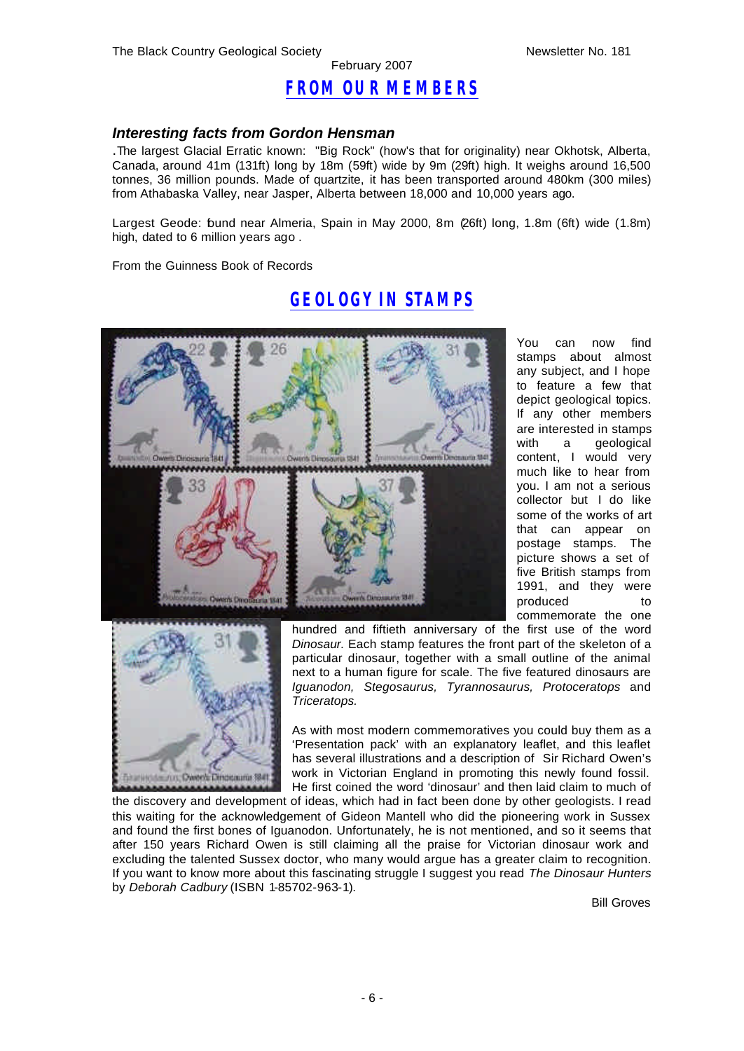## FROM OUR MEMBERS

### *Interesting facts from Gordon Hensman*

.The largest Glacial Erratic known: "Big Rock" (how's that for originality) near Okhotsk, Alberta, Canada, around 41m (131ft) long by 18m (59ft) wide by 9m (29ft) high. It weighs around 16,500 tonnes, 36 million pounds. Made of quartzite, it has been transported around 480km (300 miles) from Athabaska Valley, near Jasper, Alberta between 18,000 and 10,000 years ago.

Largest Geode: found near Almeria, Spain in May 2000, 8m (26ft) long, 1.8m (6ft) wide (1.8m) high, dated to 6 million years ago .

From the Guinness Book of Records

## GEOLOGY IN STAMPS

You can now find stamps about almost any subject, and I hope to feature a few that depict geological topics. If any other members are interested in stamps with a geological content, I would very much like to hear from you. I am not a serious collector but I do like some of the works of art that can appear on postage stamps. The picture shows a set of five British stamps from 1991, and they were produced to commemorate the one hundred and fiftieth anniversary of the first use of the word *Dinosaur.* Each stamp features the front part of the skeleton of a particular dinosaur, together with a small outline of the animal next to a human figure for scale. The five featured dinosaurs are *Iguanodon, Stegosaurus, Tyrannosaurus, Protoceratops* and *Triceratops.*

As with most modern commemoratives you could buy them as a 'Presentation pack' with an explanatory leaflet, and this leaflet has several illustrations and a description of Sir Richard Owen's work in Victorian England in promoting this newly found fossil. He first coined the word 'dinosaur' and then laid claim to much of the discovery and development of ideas, which had in fact been done by other geologists. I read this waiting for the acknowledgement of Gideon Mantell who did the pioneering work in Sussex and found the first bones of Iguanodon. Unfortunately, he is not mentioned, and so it seems that after 150 years Richard Owen is still claiming all the praise for Victorian dinosaur work and excluding the talented Sussex doctor, who many would argue has a greater claim to recognition. If you want to know more about this fascinating struggle I suggest you read *The Dinosaur Hunters* by *Deborah Cadbury* (ISBN 1-85702-963-1).

Bill Groves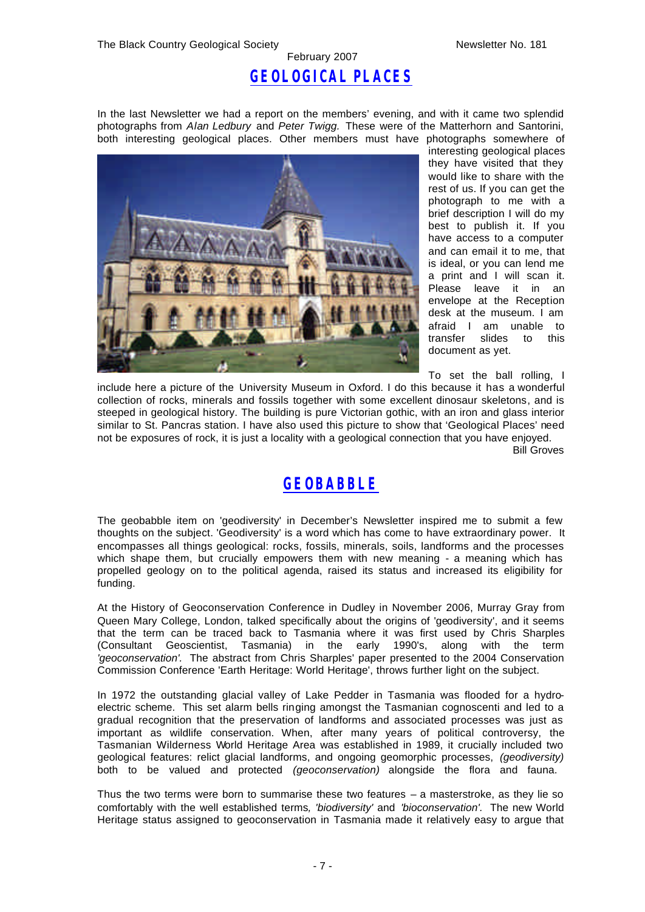# GEOLOGICAL PLACES

In the last Newsletter we had a report on the members' evening, and with it came two splendid photographs from *Alan Ledbury* and *Peter Twigg.* These were of the Matterhorn and Santorini, both interesting geological places. Other members must have photographs somewhere of interesting geological places they have visited that they would like to share with the rest of us. If you can get the photograph to me with a brief description I will do my best to publish it. If you have access to a computer and can email it to me, that is ideal, or you can lend me a print and I will scan it. Please leave it in an envelope at the Reception desk at the museum. I am afraid I am unable to transfer slides to this document as yet.

To set the ball rolling, I include here a picture of the University Museum in Oxford. I do this because it has a wonderful collection of rocks, minerals and fossils together with some excellent dinosaur skeletons, and is steeped in geological history. The building is pure Victorian gothic, with an iron and glass interior similar to St. Pancras station. I have also used this picture to show that 'Geological Places' need not be exposures of rock, it is just a locality with a geological connection that you have enjoyed.

Bill Groves

# GEOBABBLE

The geobabble item on 'geodiversity' in December's Newsletter inspired me to submit a few thoughts on the subject. 'Geodiversity' is a word which has come to have extraordinary power. It encompasses all things geological: rocks, fossils, minerals, soils, landforms and the processes which shape them, but crucially empowers them with new meaning - a meaning which has propelled geology on to the political agenda, raised its status and increased its eligibility for funding.

At the History of Geoconservation Conference in Dudley in November 2006, Murray Gray from Queen Mary College, London, talked specifically about the origins of 'geodiversity', and it seems that the term can be traced back to Tasmania where it was first used by Chris Sharples (Consultant Geoscientist, Tasmania) in the early 1990's, along with the term *'geoconservation'.* The abstract from Chris Sharples' paper presented to the 2004 Conservation Commission Conference 'Earth Heritage: World Heritage', throws further light on the subject.

In 1972 the outstanding glacial valley of Lake Pedder in Tasmania was flooded for a hydro-electric scheme. This set alarm bells ringing amongst the Tasmanian cognoscenti and led to a gradual recognition that the preservation of landforms and associated processes was just as important as wildlife conservation. When, after many years of political controversy, the Tasmanian Wilderness World Heritage Area was established in 1989, it crucially included two geological features: relict glacial landforms, and ongoing geomorphic processes, *(geodiversity)* both to be valued and protected *(geoconservation)* alongside the flora and fauna.

Thus the two terms were born to summarise these two features – a masterstroke, as they lie so comfortably with the well established terms*, 'biodiversity'* and *'bioconservation'.* The new World Heritage status assigned to geoconservation in Tasmania made it relatively easy to argue that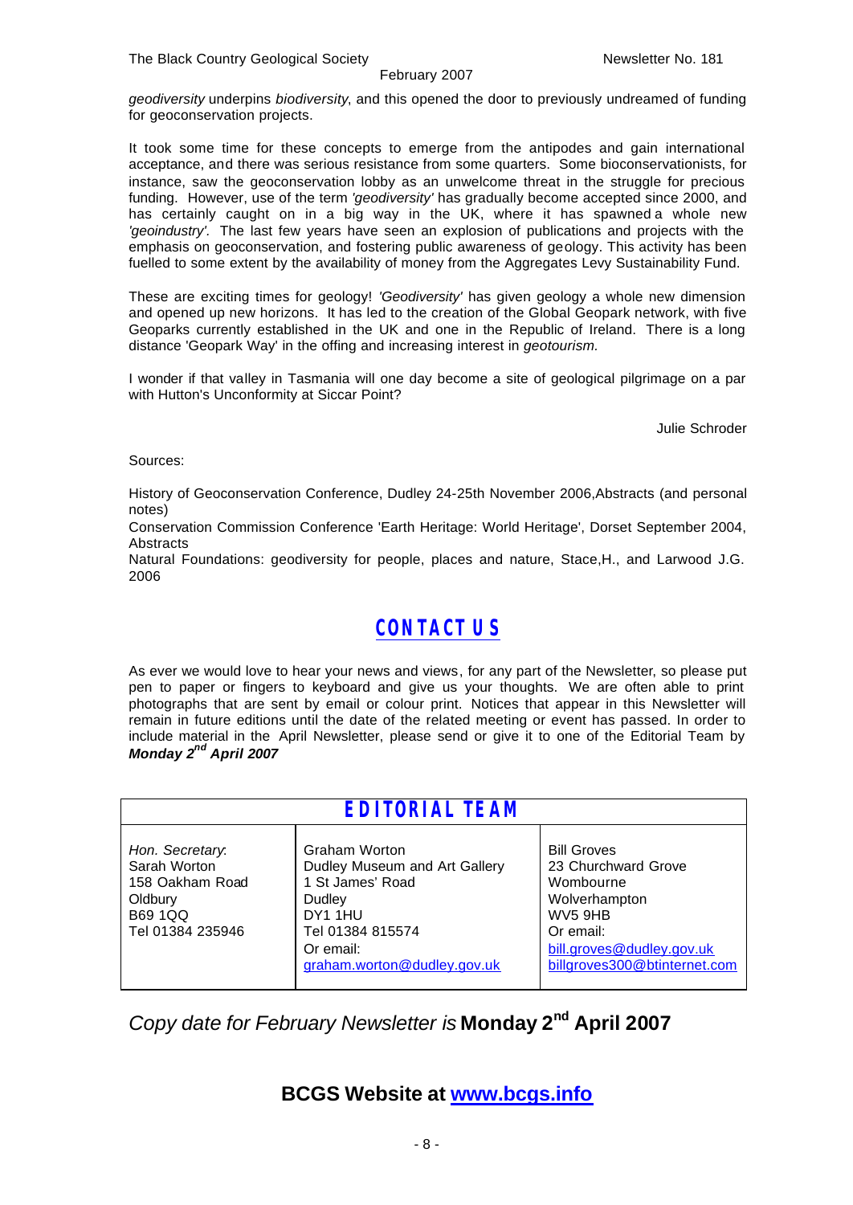*geodiversity* underpins *biodiversity*, and this opened the door to previously undreamed of funding for geoconservation projects.

It took some time for these concepts to emerge from the antipodes and gain international acceptance, and there was serious resistance from some quarters. Some bioconservationists, for instance, saw the geoconservation lobby as an unwelcome threat in the struggle for precious funding. However, use of the term *'geodiversity'* has gradually become accepted since 2000, and has certainly caught on in a big way in the UK, where it has spawned a whole new *'geoindustry'*. The last few years have seen an explosion of publications and projects with the emphasis on geoconservation, and fostering public awareness of geology. This activity has been fuelled to some extent by the availability of money from the Aggregates Levy Sustainability Fund.

These are exciting times for geology! *'Geodiversity'* has given geology a whole new dimension and opened up new horizons. It has led to the creation of the Global Geopark network, with five Geoparks currently established in the UK and one in the Republic of Ireland. There is a long distance 'Geopark Way' in the offing and increasing interest in *geotourism.*

I wonder if that valley in Tasmania will one day become a site of geological pilgrimage on a par with Hutton's Unconformity at Siccar Point?

Julie Schroder

Sources:

History of Geoconservation Conference, Dudley 24-25th November 2006,Abstracts (and personal notes)
Conservation Commission Conference 'Earth Heritage: World Heritage', Dorset September 2004, Abstracts
Natural Foundations: geodiversity for people, places and nature, Stace,H., and Larwood J.G. 2006

## CONTACT US

As ever we would love to hear your news and views, for any part of the Newsletter, so please put pen to paper or fingers to keyboard and give us your thoughts. We are often able to print photographs that are sent by email or colour print. Notices that appear in this Newsletter will remain in future editions until the date of the related meeting or event has passed. In order to include material in the April Newsletter, please send or give it to one of the Editorial Team by ***Monday 2nd April 2007***

## EDITORIAL TEAM

| | | |
|---|---|---|
| *Hon. Secretary*: Sarah Worton, 158 Oakham Road, Oldbury, B69 1QQ, Tel 01384 235946 | Graham Worton, Dudley Museum and Art Gallery, 1 St James' Road, Dudley, DY1 1HU, Tel 01384 815574, Or email: graham.worton@dudley.gov.uk | Bill Groves, 23 Churchward Grove, Wombourne, Wolverhampton, WV5 9HB, Or email: bill.groves@dudley.gov.uk, billgroves300@btinternet.com |

*Copy date for February Newsletter is* **Monday 2nd April 2007**

**BCGS Website at www.bcgs.info**